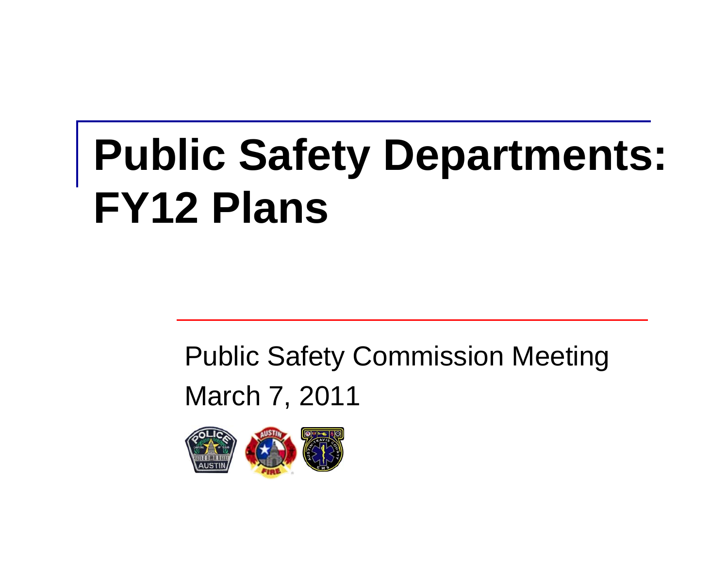# Public Safety Departments: FY12 Plans

Public Safety Commission Meeting

March 7, 2011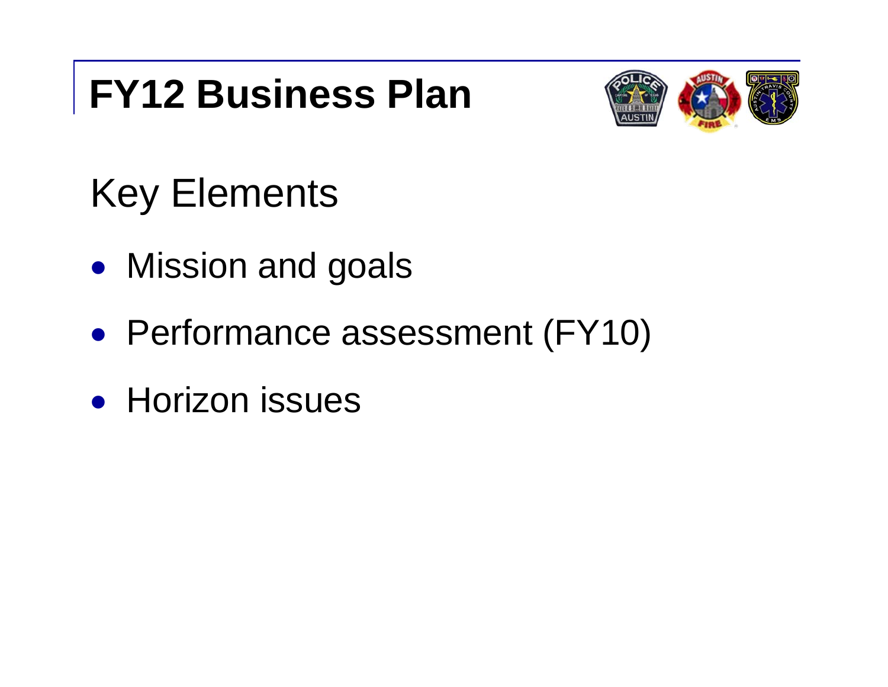# FY12 Business Plan

## Key Elements

- Mission and goals
- Performance assessment (FY10)
- Horizon issues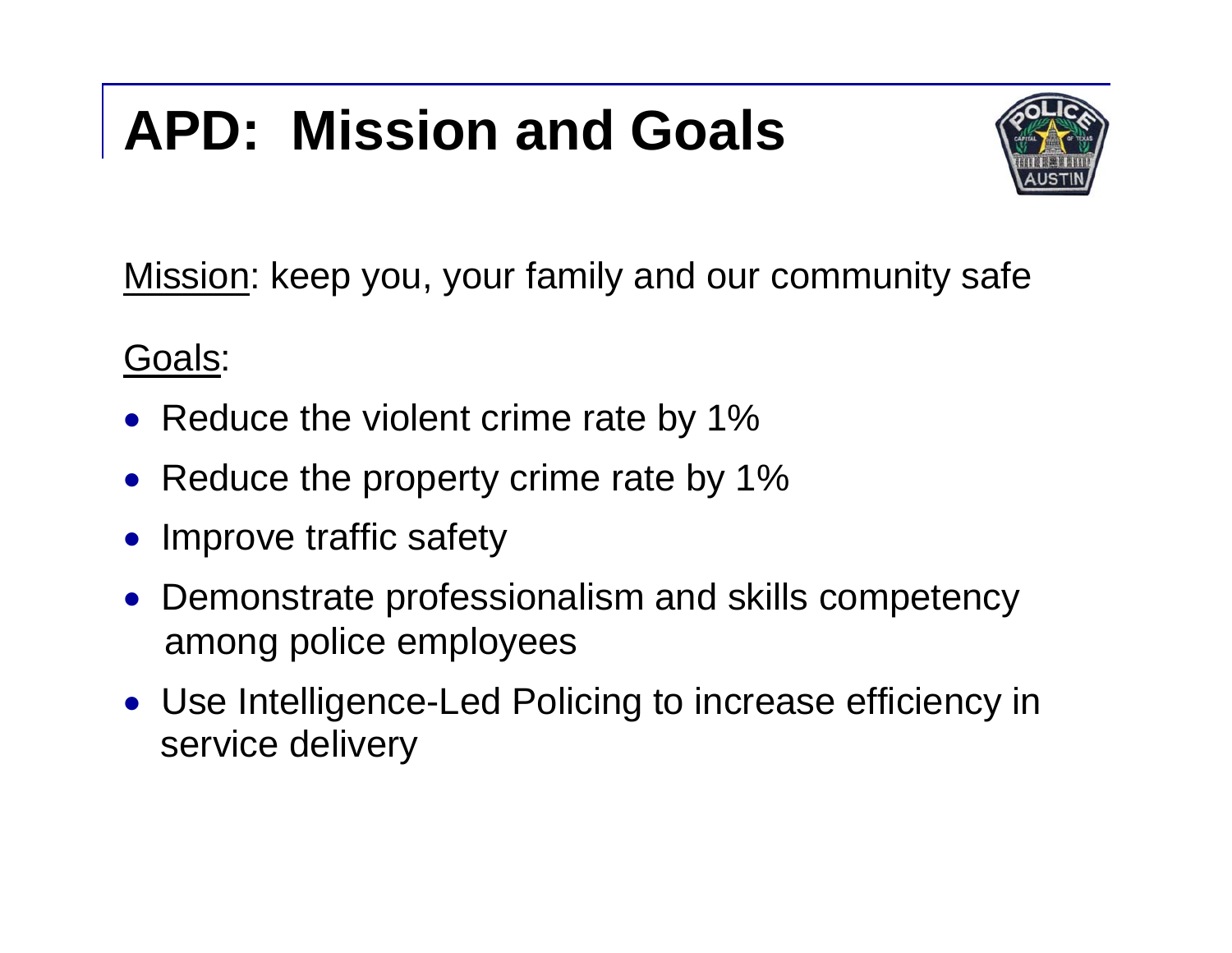# APD: Mission and Goals

Mission: keep you, your family and our community safe

Goals:

- Reduce the violent crime rate by 1%
- Reduce the property crime rate by 1%
- Improve traffic safety
- Demonstrate professionalism and skills competency among police employees
- Use Intelligence-Led Policing to increase efficiency in service delivery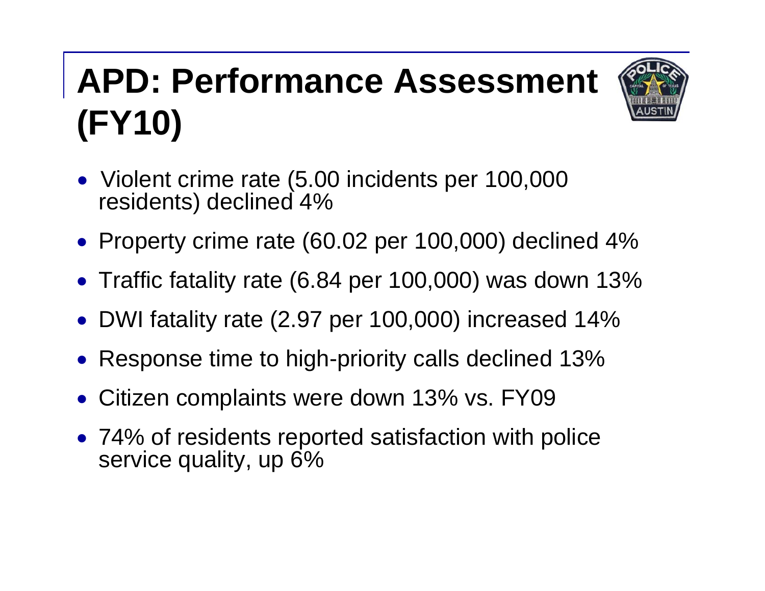# APD: Performance Assessment (FY10)

- Violent crime rate (5.00 incidents per 100,000 residents) declined 4%
- Property crime rate (60.02 per 100,000) declined 4%
- Traffic fatality rate (6.84 per 100,000) was down 13%
- DWI fatality rate (2.97 per 100,000) increased 14%
- Response time to high-priority calls declined 13%
- Citizen complaints were down 13% vs. FY09
- 74% of residents reported satisfaction with police service quality, up 6%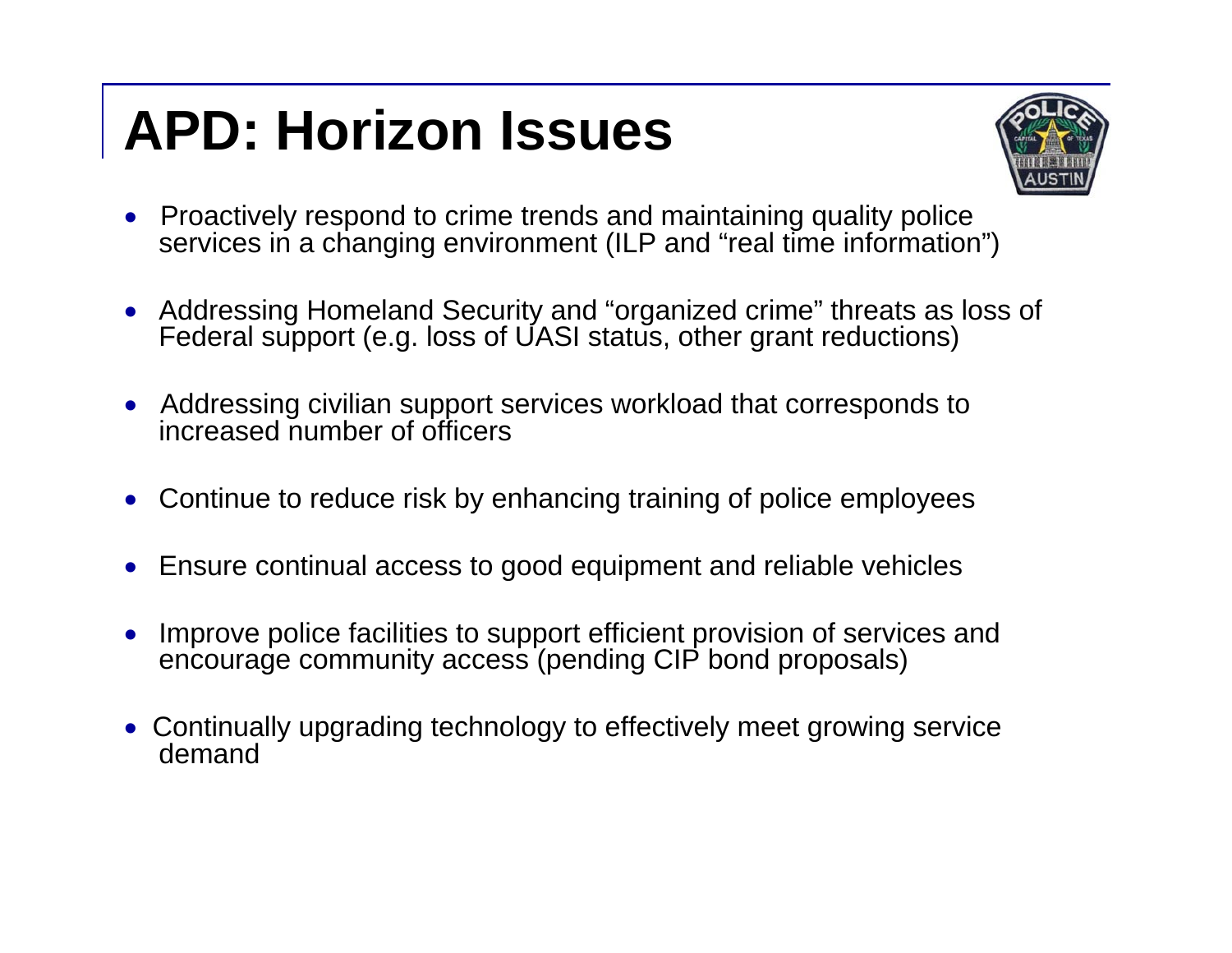# APD: Horizon Issues

- Proactively respond to crime trends and maintaining quality police services in a changing environment (ILP and "real time information")
- Addressing Homeland Security and "organized crime" threats as loss of Federal support (e.g. loss of UASI status, other grant reductions)
- Addressing civilian support services workload that corresponds to increased number of officers
- Continue to reduce risk by enhancing training of police employees
- Ensure continual access to good equipment and reliable vehicles
- Improve police facilities to support efficient provision of services and encourage community access (pending CIP bond proposals)
- Continually upgrading technology to effectively meet growing service demand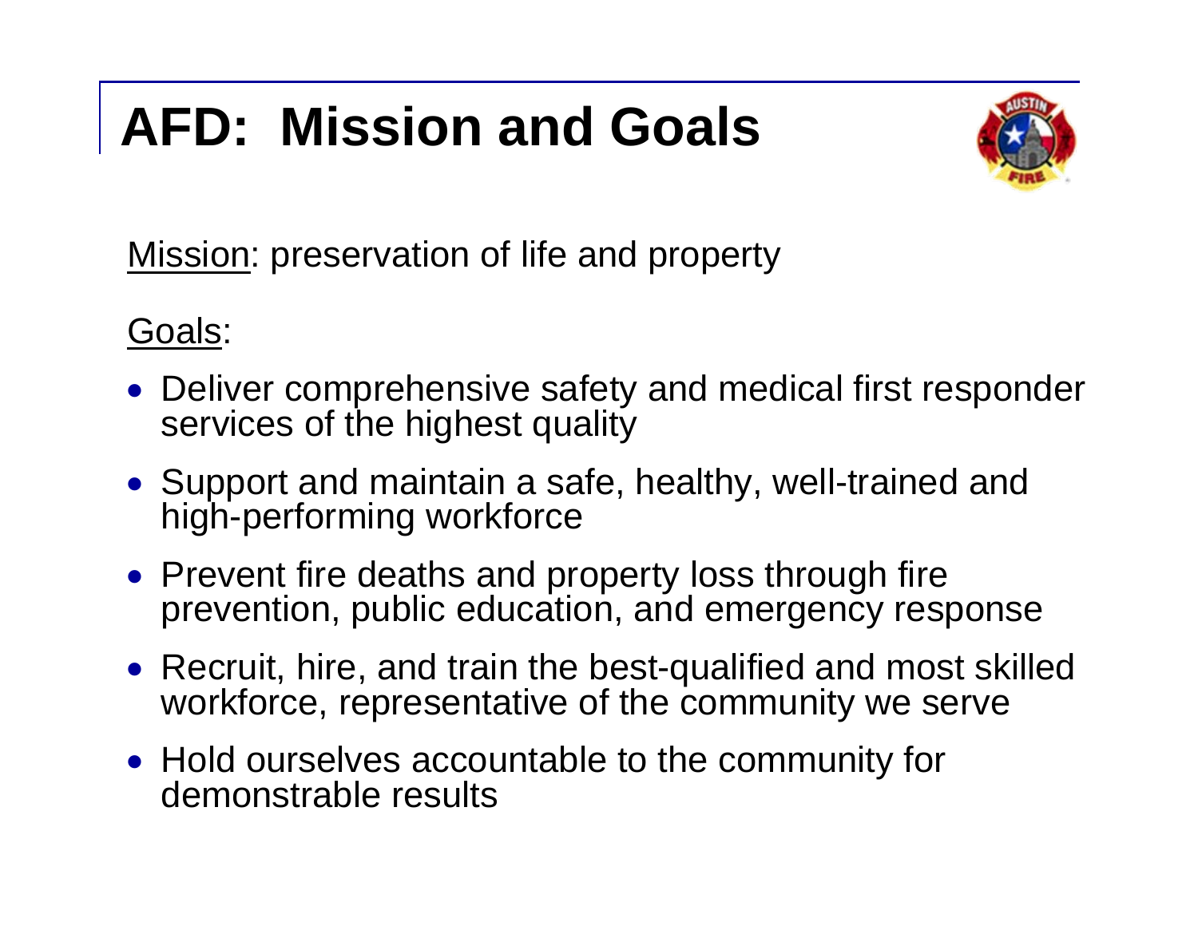# AFD: Mission and Goals

Mission: preservation of life and property

Goals:

- Deliver comprehensive safety and medical first responder services of the highest quality
- Support and maintain a safe, healthy, well-trained and high-performing workforce
- Prevent fire deaths and property loss through fire prevention, public education, and emergency response
- Recruit, hire, and train the best-qualified and most skilled workforce, representative of the community we serve
- Hold ourselves accountable to the community for demonstrable results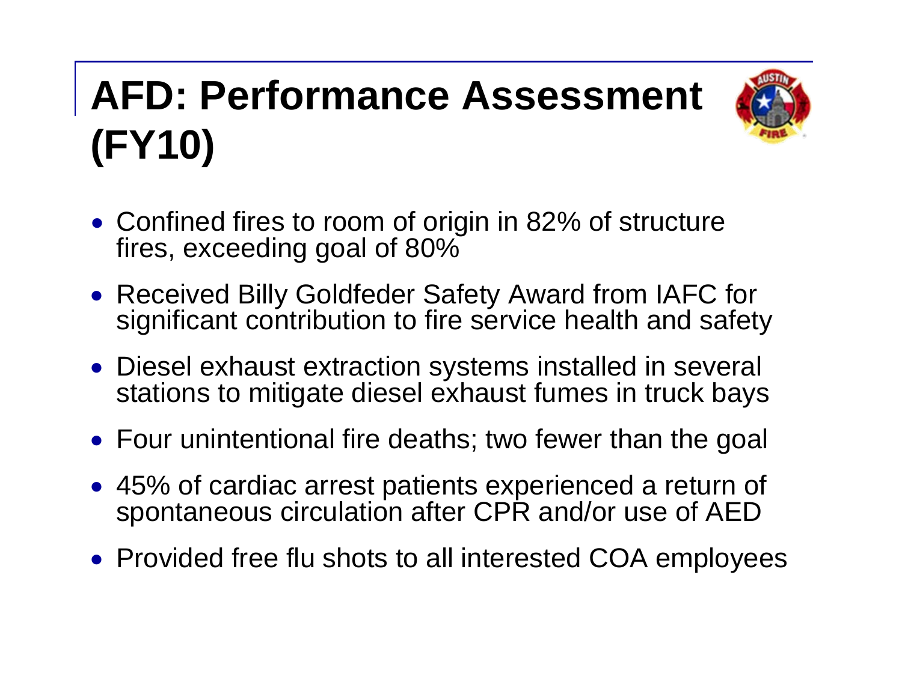# AFD: Performance Assessment (FY10)

- Confined fires to room of origin in 82% of structure fires, exceeding goal of 80%
- Received Billy Goldfeder Safety Award from IAFC for significant contribution to fire service health and safety
- Diesel exhaust extraction systems installed in several stations to mitigate diesel exhaust fumes in truck bays
- Four unintentional fire deaths; two fewer than the goal
- 45% of cardiac arrest patients experienced a return of spontaneous circulation after CPR and/or use of AED
- Provided free flu shots to all interested COA employees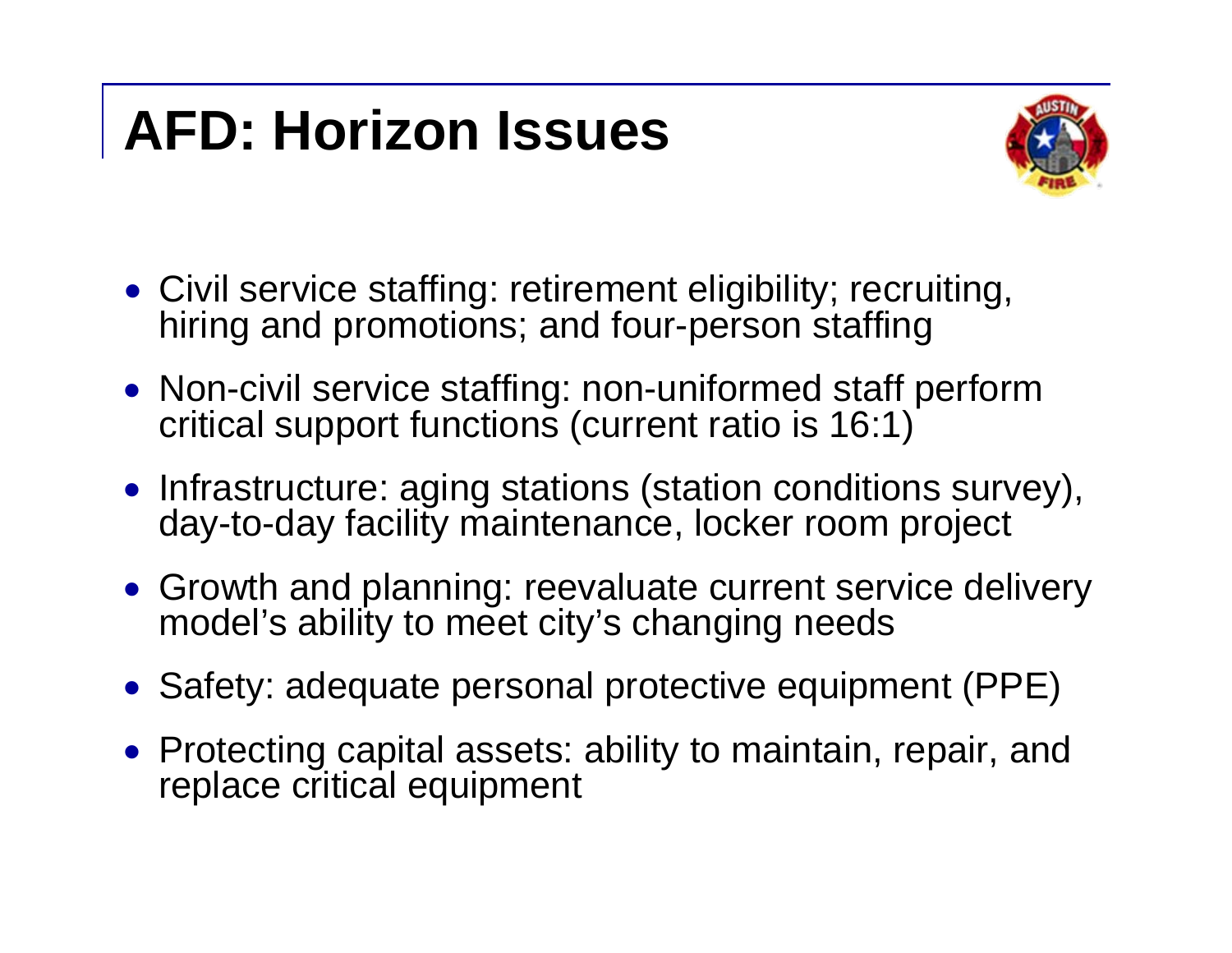# AFD: Horizon Issues

- Civil service staffing: retirement eligibility; recruiting, hiring and promotions; and four-person staffing
- Non-civil service staffing: non-uniformed staff perform critical support functions (current ratio is 16:1)
- Infrastructure: aging stations (station conditions survey), day-to-day facility maintenance, locker room project
- Growth and planning: reevaluate current service delivery model's ability to meet city's changing needs
- Safety: adequate personal protective equipment (PPE)
- Protecting capital assets: ability to maintain, repair, and replace critical equipment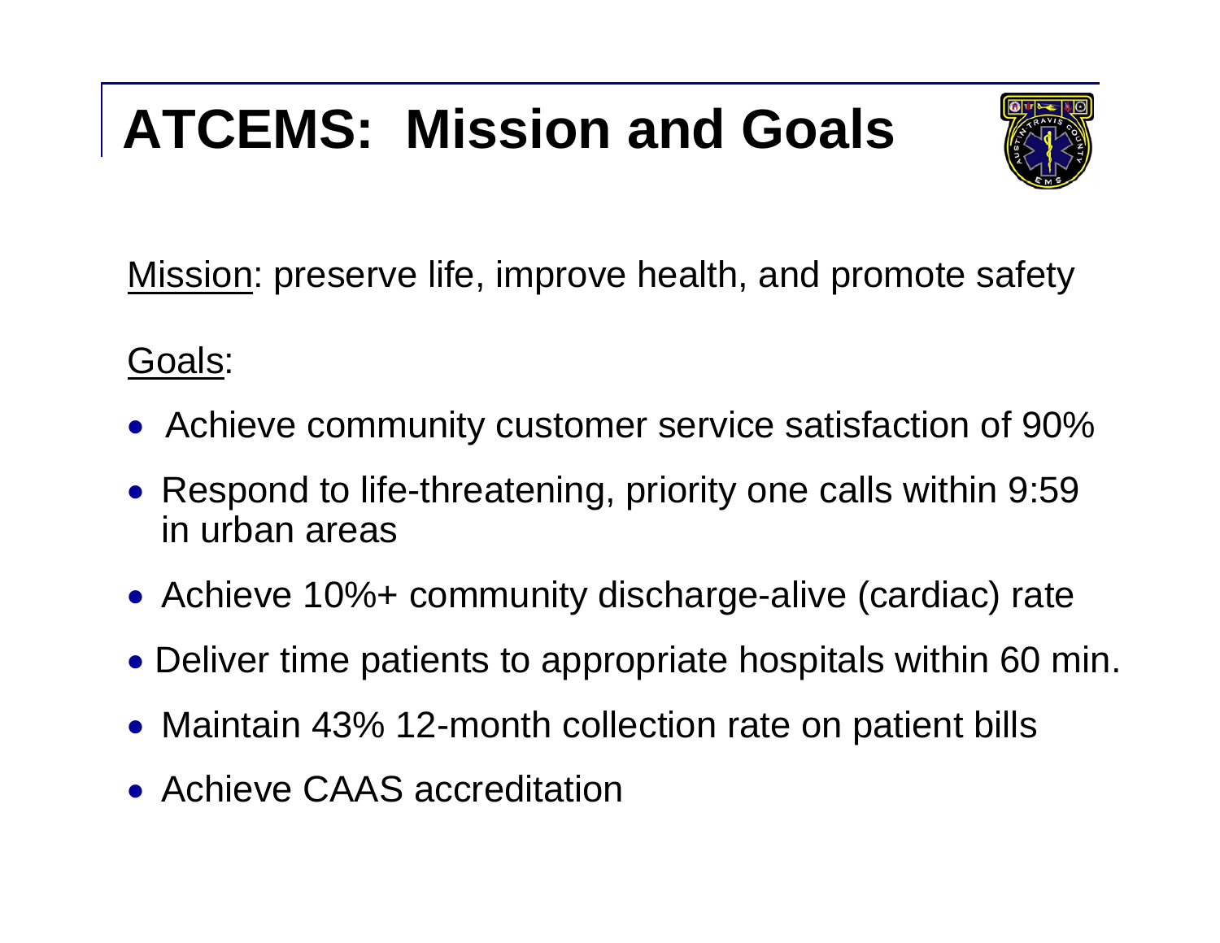# ATCEMS: Mission and Goals

Mission: preserve life, improve health, and promote safety

Goals:

- Achieve community customer service satisfaction of 90%
- Respond to life-threatening, priority one calls within 9:59 in urban areas
- Achieve 10%+ community discharge-alive (cardiac) rate
- Deliver time patients to appropriate hospitals within 60 min.
- Maintain 43% 12-month collection rate on patient bills
- Achieve CAAS accreditation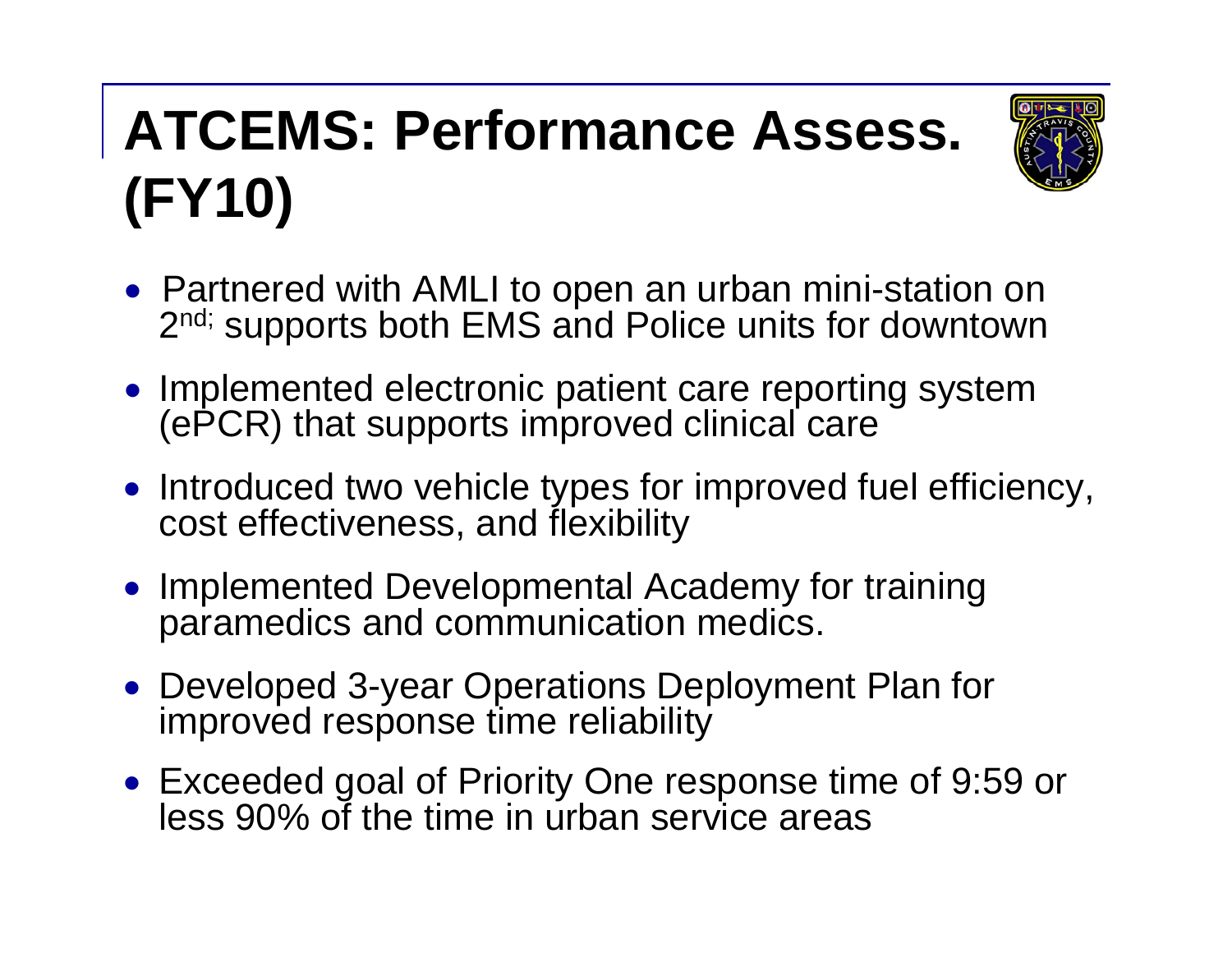# ATCEMS: Performance Assess. (FY10)

- Partnered with AMLI to open an urban mini-station on 2nd; supports both EMS and Police units for downtown
- Implemented electronic patient care reporting system (ePCR) that supports improved clinical care
- Introduced two vehicle types for improved fuel efficiency, cost effectiveness, and flexibility
- Implemented Developmental Academy for training paramedics and communication medics.
- Developed 3-year Operations Deployment Plan for improved response time reliability
- Exceeded goal of Priority One response time of 9:59 or less 90% of the time in urban service areas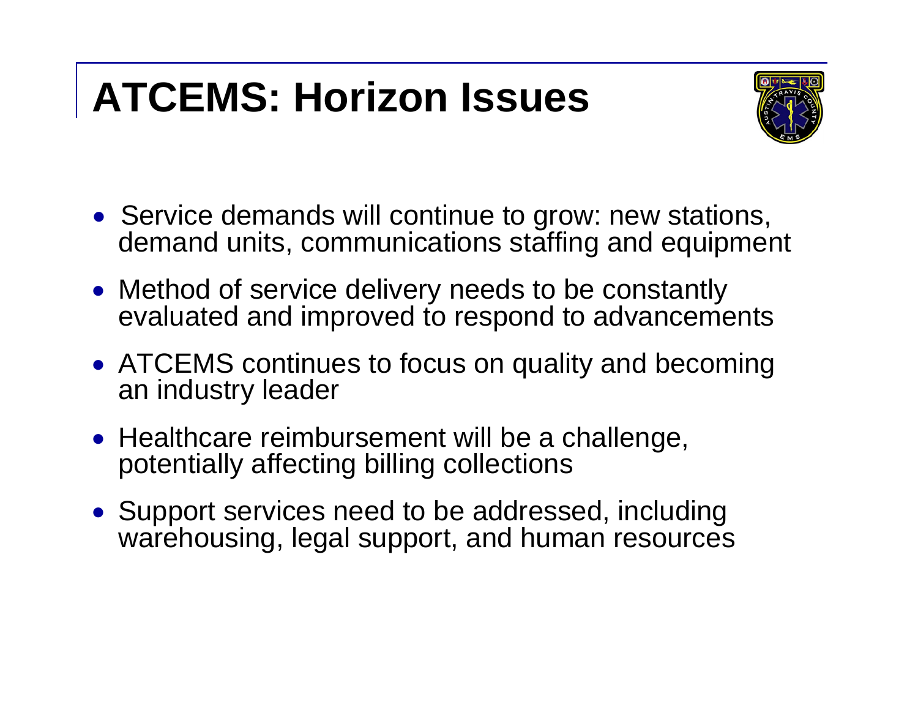# ATCEMS: Horizon Issues

- Service demands will continue to grow: new stations, demand units, communications staffing and equipment
- Method of service delivery needs to be constantly evaluated and improved to respond to advancements
- ATCEMS continues to focus on quality and becoming an industry leader
- Healthcare reimbursement will be a challenge, potentially affecting billing collections
- Support services need to be addressed, including warehousing, legal support, and human resources